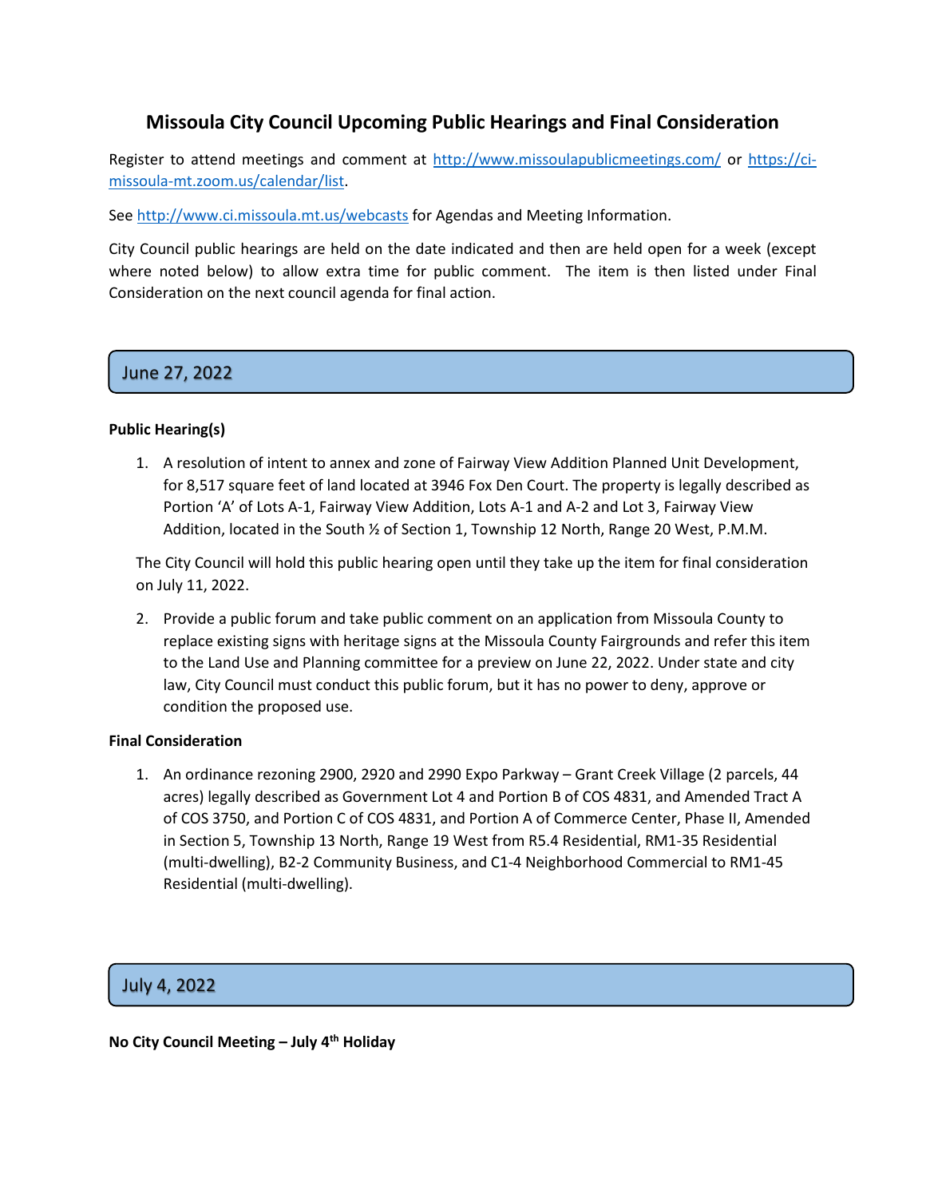# Missoula City Council Upcoming Public Hearings and Final Consideration

Register to attend meetings and comment at http://www.missoulapublicmeetings.com/ or https://ci-missoula-mt.zoom.us/calendar/list.

See http://www.ci.missoula.mt.us/webcasts for Agendas and Meeting Information.

City Council public hearings are held on the date indicated and then are held open for a week (except where noted below) to allow extra time for public comment. The item is then listed under Final Consideration on the next council agenda for final action.

## June 27, 2022

**Public Hearing(s)**

1. A resolution of intent to annex and zone of Fairway View Addition Planned Unit Development, for 8,517 square feet of land located at 3946 Fox Den Court. The property is legally described as Portion 'A' of Lots A-1, Fairway View Addition, Lots A-1 and A-2 and Lot 3, Fairway View Addition, located in the South ½ of Section 1, Township 12 North, Range 20 West, P.M.M.

   The City Council will hold this public hearing open until they take up the item for final consideration on July 11, 2022.

2. Provide a public forum and take public comment on an application from Missoula County to replace existing signs with heritage signs at the Missoula County Fairgrounds and refer this item to the Land Use and Planning committee for a preview on June 22, 2022. Under state and city law, City Council must conduct this public forum, but it has no power to deny, approve or condition the proposed use.

**Final Consideration**

1. An ordinance rezoning 2900, 2920 and 2990 Expo Parkway – Grant Creek Village (2 parcels, 44 acres) legally described as Government Lot 4 and Portion B of COS 4831, and Amended Tract A of COS 3750, and Portion C of COS 4831, and Portion A of Commerce Center, Phase II, Amended in Section 5, Township 13 North, Range 19 West from R5.4 Residential, RM1-35 Residential (multi-dwelling), B2-2 Community Business, and C1-4 Neighborhood Commercial to RM1-45 Residential (multi-dwelling).

## July 4, 2022

**No City Council Meeting – July 4th Holiday**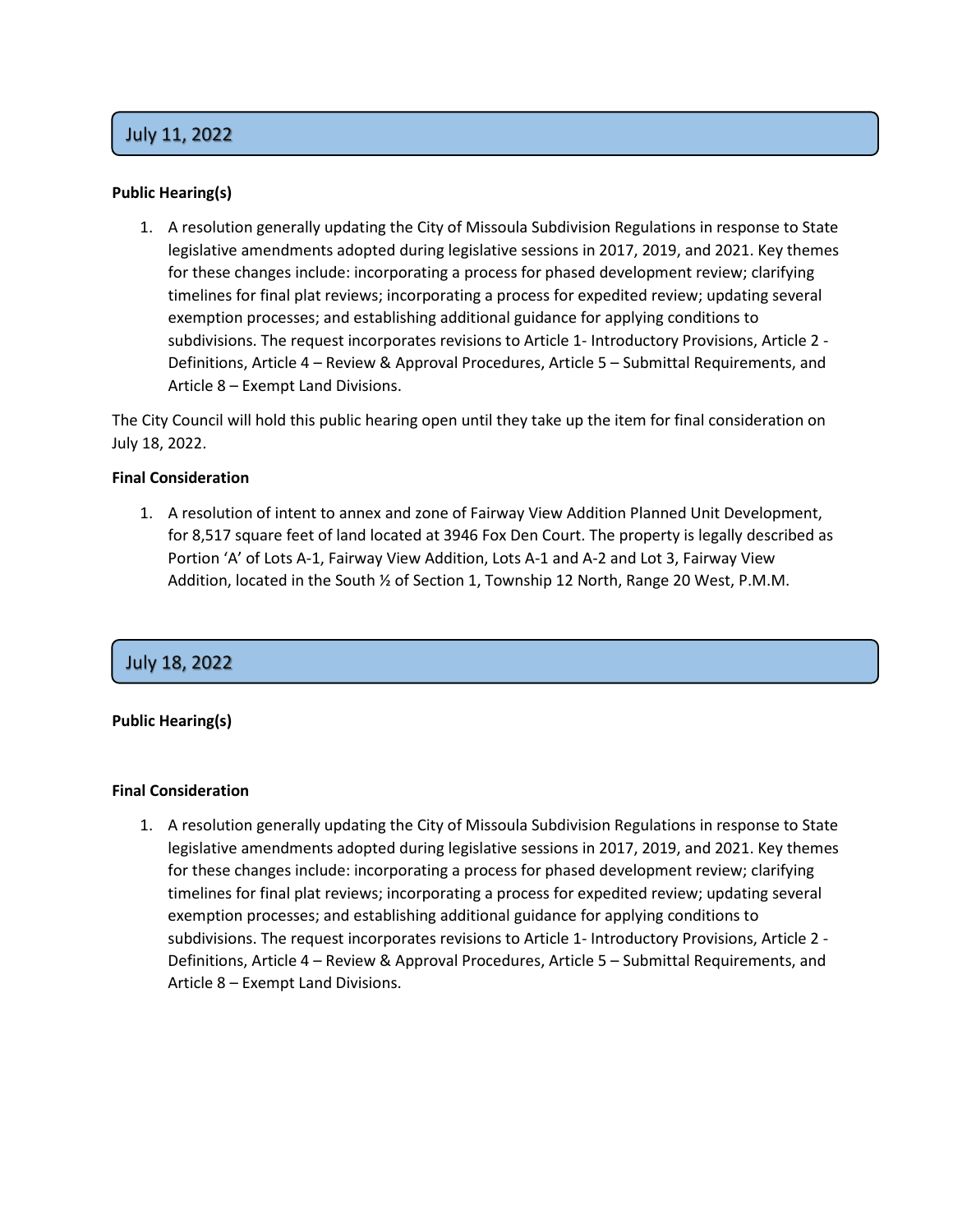## July 11, 2022

**Public Hearing(s)**

1. A resolution generally updating the City of Missoula Subdivision Regulations in response to State legislative amendments adopted during legislative sessions in 2017, 2019, and 2021. Key themes for these changes include: incorporating a process for phased development review; clarifying timelines for final plat reviews; incorporating a process for expedited review; updating several exemption processes; and establishing additional guidance for applying conditions to subdivisions. The request incorporates revisions to Article 1- Introductory Provisions, Article 2 - Definitions, Article 4 – Review & Approval Procedures, Article 5 – Submittal Requirements, and Article 8 – Exempt Land Divisions.

The City Council will hold this public hearing open until they take up the item for final consideration on July 18, 2022.

**Final Consideration**

1. A resolution of intent to annex and zone of Fairway View Addition Planned Unit Development, for 8,517 square feet of land located at 3946 Fox Den Court. The property is legally described as Portion 'A' of Lots A-1, Fairway View Addition, Lots A-1 and A-2 and Lot 3, Fairway View Addition, located in the South ½ of Section 1, Township 12 North, Range 20 West, P.M.M.

## July 18, 2022

**Public Hearing(s)**

**Final Consideration**

1. A resolution generally updating the City of Missoula Subdivision Regulations in response to State legislative amendments adopted during legislative sessions in 2017, 2019, and 2021. Key themes for these changes include: incorporating a process for phased development review; clarifying timelines for final plat reviews; incorporating a process for expedited review; updating several exemption processes; and establishing additional guidance for applying conditions to subdivisions. The request incorporates revisions to Article 1- Introductory Provisions, Article 2 - Definitions, Article 4 – Review & Approval Procedures, Article 5 – Submittal Requirements, and Article 8 – Exempt Land Divisions.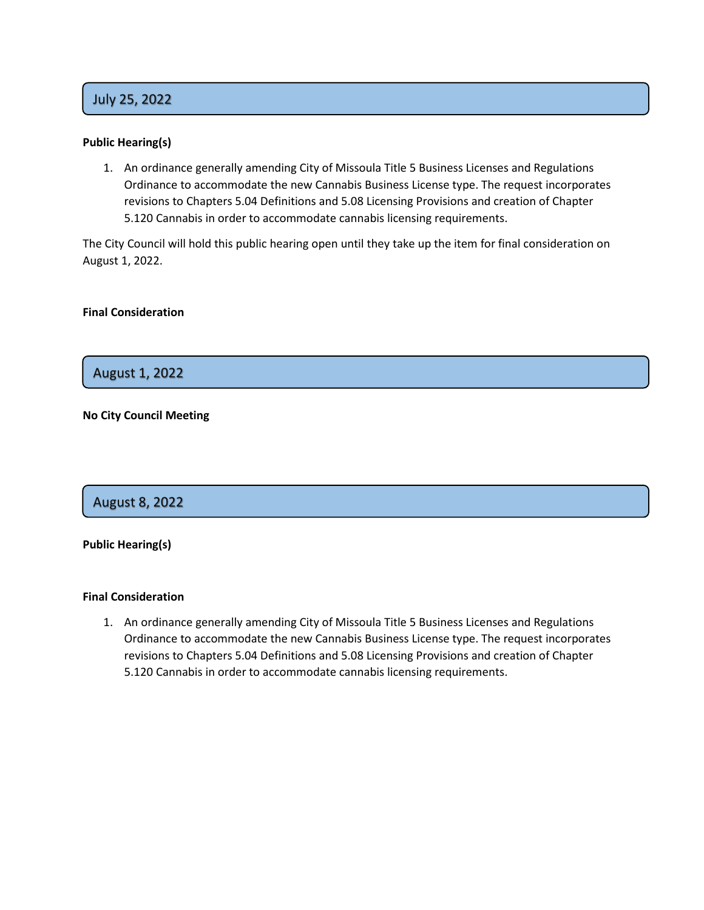## July 25, 2022

**Public Hearing(s)**

1. An ordinance generally amending City of Missoula Title 5 Business Licenses and Regulations Ordinance to accommodate the new Cannabis Business License type. The request incorporates revisions to Chapters 5.04 Definitions and 5.08 Licensing Provisions and creation of Chapter 5.120 Cannabis in order to accommodate cannabis licensing requirements.

The City Council will hold this public hearing open until they take up the item for final consideration on August 1, 2022.

**Final Consideration**

## August 1, 2022

**No City Council Meeting**

## August 8, 2022

**Public Hearing(s)**

**Final Consideration**

1. An ordinance generally amending City of Missoula Title 5 Business Licenses and Regulations Ordinance to accommodate the new Cannabis Business License type. The request incorporates revisions to Chapters 5.04 Definitions and 5.08 Licensing Provisions and creation of Chapter 5.120 Cannabis in order to accommodate cannabis licensing requirements.